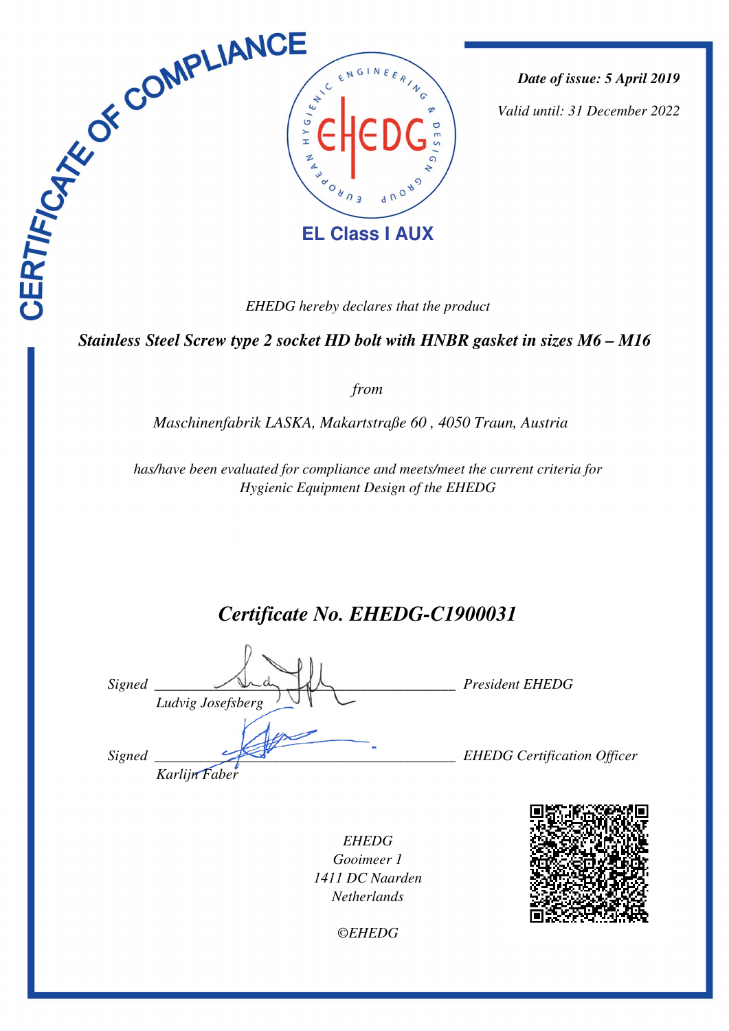# CERTIFICATE OF COMPLIANCE

EHEDG – European Hygienic Engineering & Design Group

**EL Class I AUX**

***Date of issue: 5 April 2019***

*Valid until: 31 December 2022*

*EHEDG hereby declares that the product*

***Stainless Steel Screw type 2 socket HD bolt with HNBR gasket in sizes M6 – M16***

*from*

*Maschinenfabrik LASKA, Makartstraße 60 , 4050 Traun, Austria*

*has/have been evaluated for compliance and meets/meet the current criteria for Hygienic Equipment Design of the EHEDG*

## *Certificate No. EHEDG-C1900031*

*Signed* \_\_\_\_\_\_\_\_\_\_\_\_\_\_\_\_\_\_\_\_\_\_\_\_\_\_\_\_\_\_\_\_ *President EHEDG*
*Ludvig Josefsberg*

*Signed* \_\_\_\_\_\_\_\_\_\_\_\_\_\_\_\_\_\_\_\_\_\_\_\_\_\_\_\_\_\_\_\_ *EHEDG Certification Officer*
*Karlijn Faber*

*EHEDG*
*Gooimeer 1*
*1411 DC Naarden*
*Netherlands*

*©EHEDG*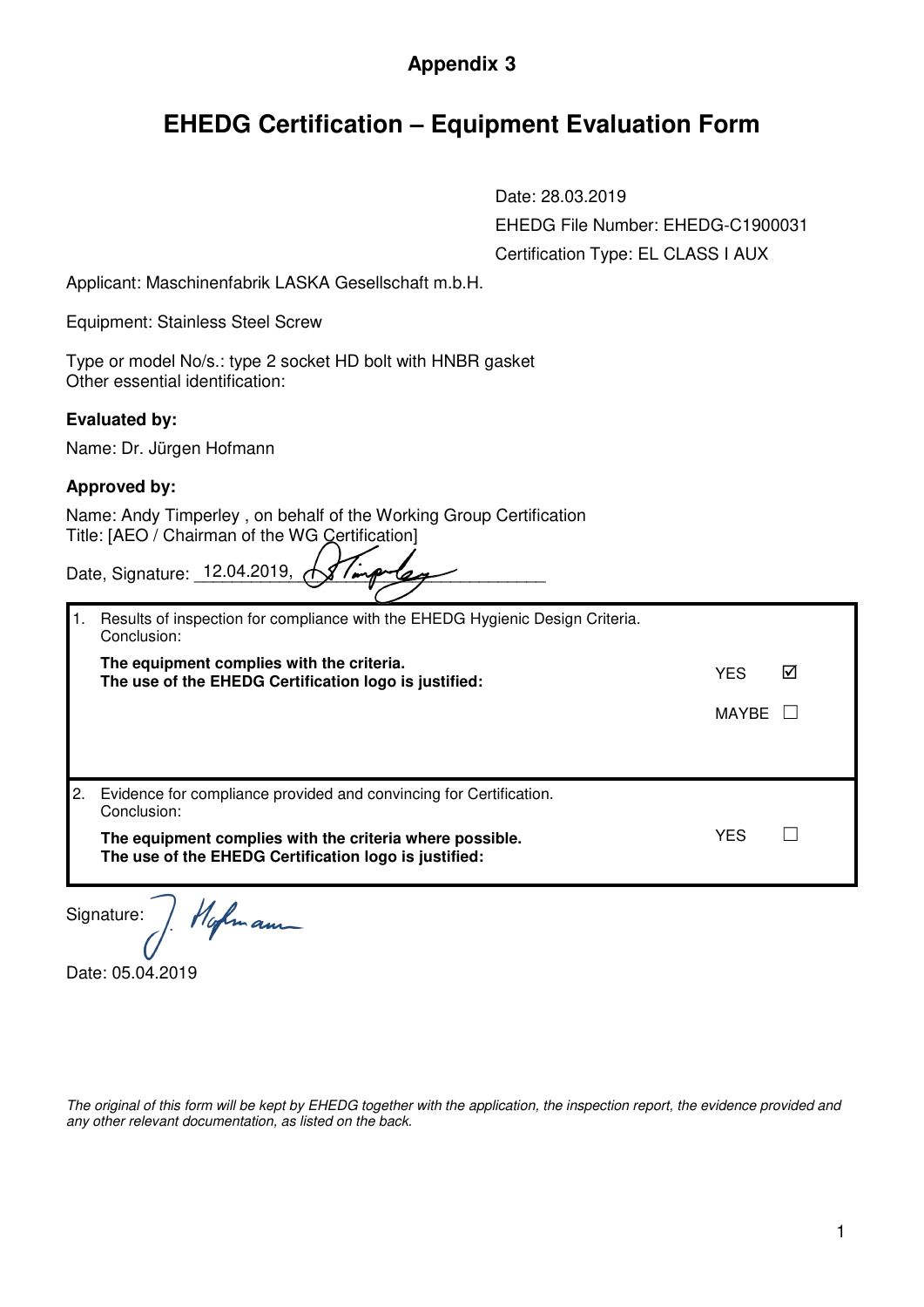## Appendix 3

# EHEDG Certification – Equipment Evaluation Form

Date: 28.03.2019

EHEDG File Number: EHEDG-C1900031

Certification Type: EL CLASS I AUX

Applicant: Maschinenfabrik LASKA Gesellschaft m.b.H.

Equipment: Stainless Steel Screw

Type or model No/s.: type 2 socket HD bolt with HNBR gasket
Other essential identification:

**Evaluated by:**

Name: Dr. Jürgen Hofmann

**Approved by:**

Name: Andy Timperley , on behalf of the Working Group Certification
Title: [AEO / Chairman of the WG Certification]

Date, Signature: 12.04.2019,

| | | |
|---|---|---|
| 1. Results of inspection for compliance with the EHEDG Hygienic Design Criteria. Conclusion: **The equipment complies with the criteria. The use of the EHEDG Certification logo is justified:** | YES | ☑ |
| | MAYBE | ☐ |
| 2. Evidence for compliance provided and convincing for Certification. Conclusion: **The equipment complies with the criteria where possible. The use of the EHEDG Certification logo is justified:** | YES | ☐ |

Signature:

Date: 05.04.2019

*The original of this form will be kept by EHEDG together with the application, the inspection report, the evidence provided and any other relevant documentation, as listed on the back.*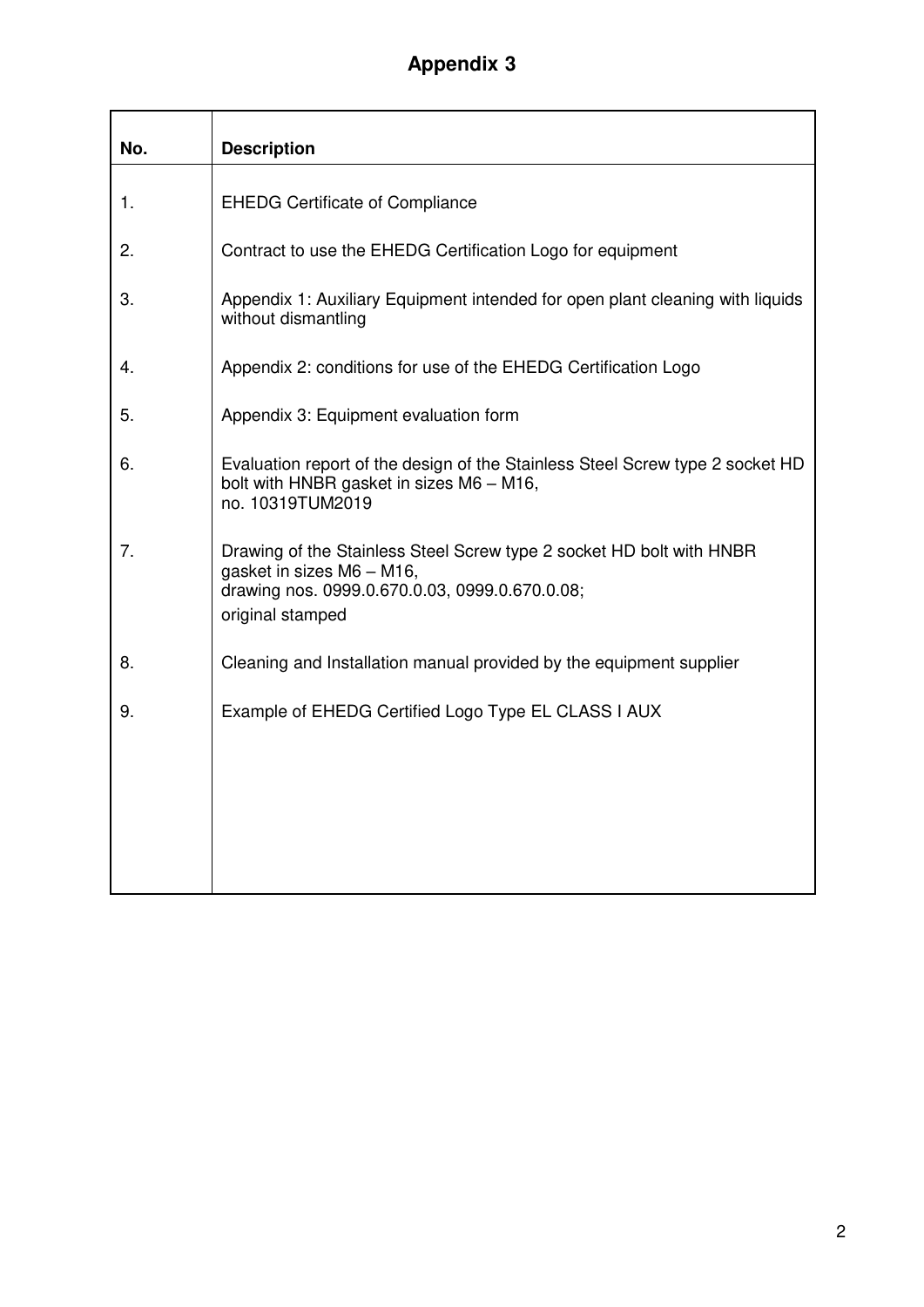# Appendix 3

| No. | Description |
|---|---|
| 1. | EHEDG Certificate of Compliance |
| 2. | Contract to use the EHEDG Certification Logo for equipment |
| 3. | Appendix 1: Auxiliary Equipment intended for open plant cleaning with liquids without dismantling |
| 4. | Appendix 2: conditions for use of the EHEDG Certification Logo |
| 5. | Appendix 3: Equipment evaluation form |
| 6. | Evaluation report of the design of the Stainless Steel Screw type 2 socket HD bolt with HNBR gasket in sizes M6 – M16, no. 10319TUM2019 |
| 7. | Drawing of the Stainless Steel Screw type 2 socket HD bolt with HNBR gasket in sizes M6 – M16, drawing nos. 0999.0.670.0.03, 0999.0.670.0.08; original stamped |
| 8. | Cleaning and Installation manual provided by the equipment supplier |
| 9. | Example of EHEDG Certified Logo Type EL CLASS I AUX |